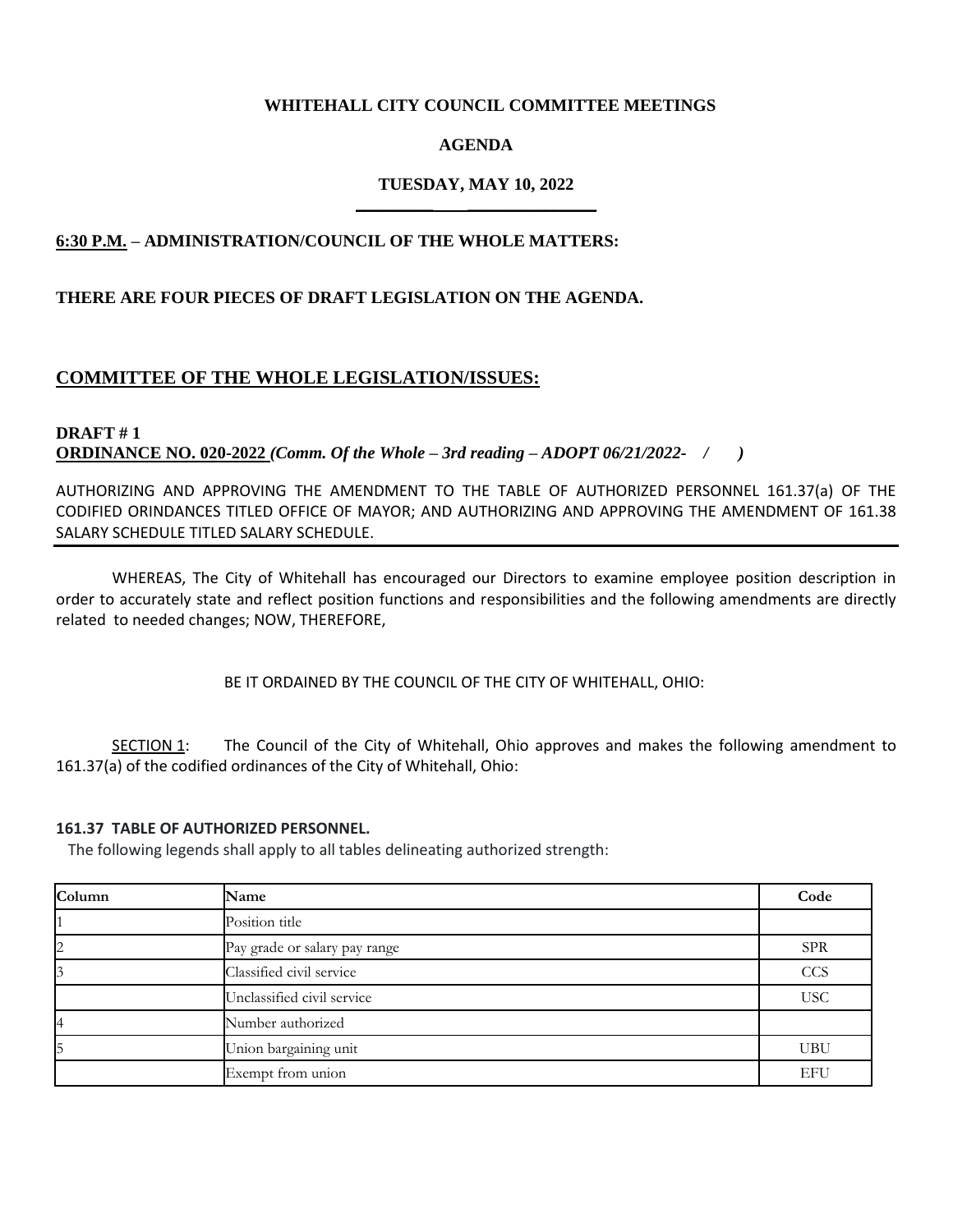**WHITEHALL CITY COUNCIL COMMITTEE MEETINGS**

**AGENDA**

**TUESDAY, MAY 10, 2022**

**6:30 P.M. – ADMINISTRATION/COUNCIL OF THE WHOLE MATTERS:**

**THERE ARE FOUR PIECES OF DRAFT LEGISLATION ON THE AGENDA.**

## COMMITTEE OF THE WHOLE LEGISLATION/ISSUES:

**DRAFT # 1**
**ORDINANCE NO. 020-2022** ***(Comm. Of the Whole – 3rd reading – ADOPT 06/21/2022- / )***

AUTHORIZING AND APPROVING THE AMENDMENT TO THE TABLE OF AUTHORIZED PERSONNEL 161.37(a) OF THE CODIFIED ORINDANCES TITLED OFFICE OF MAYOR; AND AUTHORIZING AND APPROVING THE AMENDMENT OF 161.38 SALARY SCHEDULE TITLED SALARY SCHEDULE.

WHEREAS, The City of Whitehall has encouraged our Directors to examine employee position description in order to accurately state and reflect position functions and responsibilities and the following amendments are directly related to needed changes; NOW, THEREFORE,

BE IT ORDAINED BY THE COUNCIL OF THE CITY OF WHITEHALL, OHIO:

SECTION 1: The Council of the City of Whitehall, Ohio approves and makes the following amendment to 161.37(a) of the codified ordinances of the City of Whitehall, Ohio:

**161.37 TABLE OF AUTHORIZED PERSONNEL.**

The following legends shall apply to all tables delineating authorized strength:

| Column | Name | Code |
|---|---|---|
| 1 | Position title | |
| 2 | Pay grade or salary pay range | SPR |
| 3 | Classified civil service | CCS |
| | Unclassified civil service | USC |
| 4 | Number authorized | |
| 5 | Union bargaining unit | UBU |
| | Exempt from union | EFU |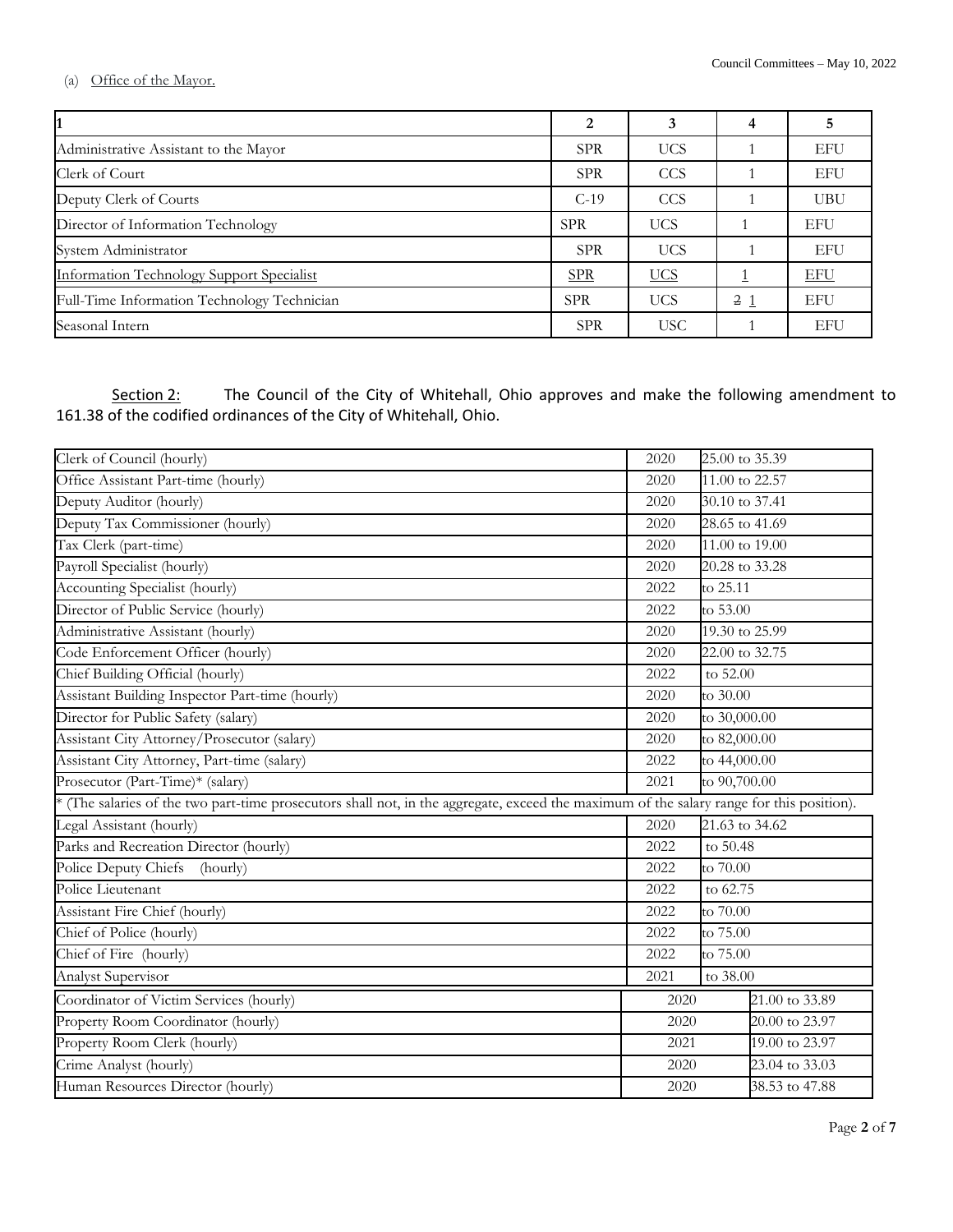(a) Office of the Mayor.

| 1 | 2 | 3 | 4 | 5 |
|---|---|---|---|---|
| Administrative Assistant to the Mayor | SPR | UCS | 1 | EFU |
| Clerk of Court | SPR | CCS | 1 | EFU |
| Deputy Clerk of Courts | C-19 | CCS | 1 | UBU |
| Director of Information Technology | SPR | UCS | 1 | EFU |
| System Administrator | SPR | UCS | 1 | EFU |
| Information Technology Support Specialist | SPR | UCS | 1 | EFU |
| Full-Time Information Technology Technician | SPR | UCS | ~~2~~ 1 | EFU |
| Seasonal Intern | SPR | USC | 1 | EFU |

Section 2: The Council of the City of Whitehall, Ohio approves and make the following amendment to 161.38 of the codified ordinances of the City of Whitehall, Ohio.

| Position | Year | Range |
|---|---|---|
| Clerk of Council (hourly) | 2020 | 25.00 to 35.39 |
| Office Assistant Part-time (hourly) | 2020 | 11.00 to 22.57 |
| Deputy Auditor (hourly) | 2020 | 30.10 to 37.41 |
| Deputy Tax Commissioner (hourly) | 2020 | 28.65 to 41.69 |
| Tax Clerk (part-time) | 2020 | 11.00 to 19.00 |
| Payroll Specialist (hourly) | 2020 | 20.28 to 33.28 |
| Accounting Specialist (hourly) | 2022 | to 25.11 |
| Director of Public Service (hourly) | 2022 | to 53.00 |
| Administrative Assistant (hourly) | 2020 | 19.30 to 25.99 |
| Code Enforcement Officer (hourly) | 2020 | 22.00 to 32.75 |
| Chief Building Official (hourly) | 2022 | to 52.00 |
| Assistant Building Inspector Part-time (hourly) | 2020 | to 30.00 |
| Director for Public Safety (salary) | 2020 | to 30,000.00 |
| Assistant City Attorney/Prosecutor (salary) | 2020 | to 82,000.00 |
| Assistant City Attorney, Part-time (salary) | 2022 | to 44,000.00 |
| Prosecutor (Part-Time)* (salary) | 2021 | to 90,700.00 |
| * (The salaries of the two part-time prosecutors shall not, in the aggregate, exceed the maximum of the salary range for this position). | | |
| Legal Assistant (hourly) | 2020 | 21.63 to 34.62 |
| Parks and Recreation Director (hourly) | 2022 | to 50.48 |
| Police Deputy Chiefs (hourly) | 2022 | to 70.00 |
| Police Lieutenant | 2022 | to 62.75 |
| Assistant Fire Chief (hourly) | 2022 | to 70.00 |
| Chief of Police (hourly) | 2022 | to 75.00 |
| Chief of Fire (hourly) | 2022 | to 75.00 |
| Analyst Supervisor | 2021 | to 38.00 |
| Coordinator of Victim Services (hourly) | 2020 | 21.00 to 33.89 |
| Property Room Coordinator (hourly) | 2020 | 20.00 to 23.97 |
| Property Room Clerk (hourly) | 2021 | 19.00 to 23.97 |
| Crime Analyst (hourly) | 2020 | 23.04 to 33.03 |
| Human Resources Director (hourly) | 2020 | 38.53 to 47.88 |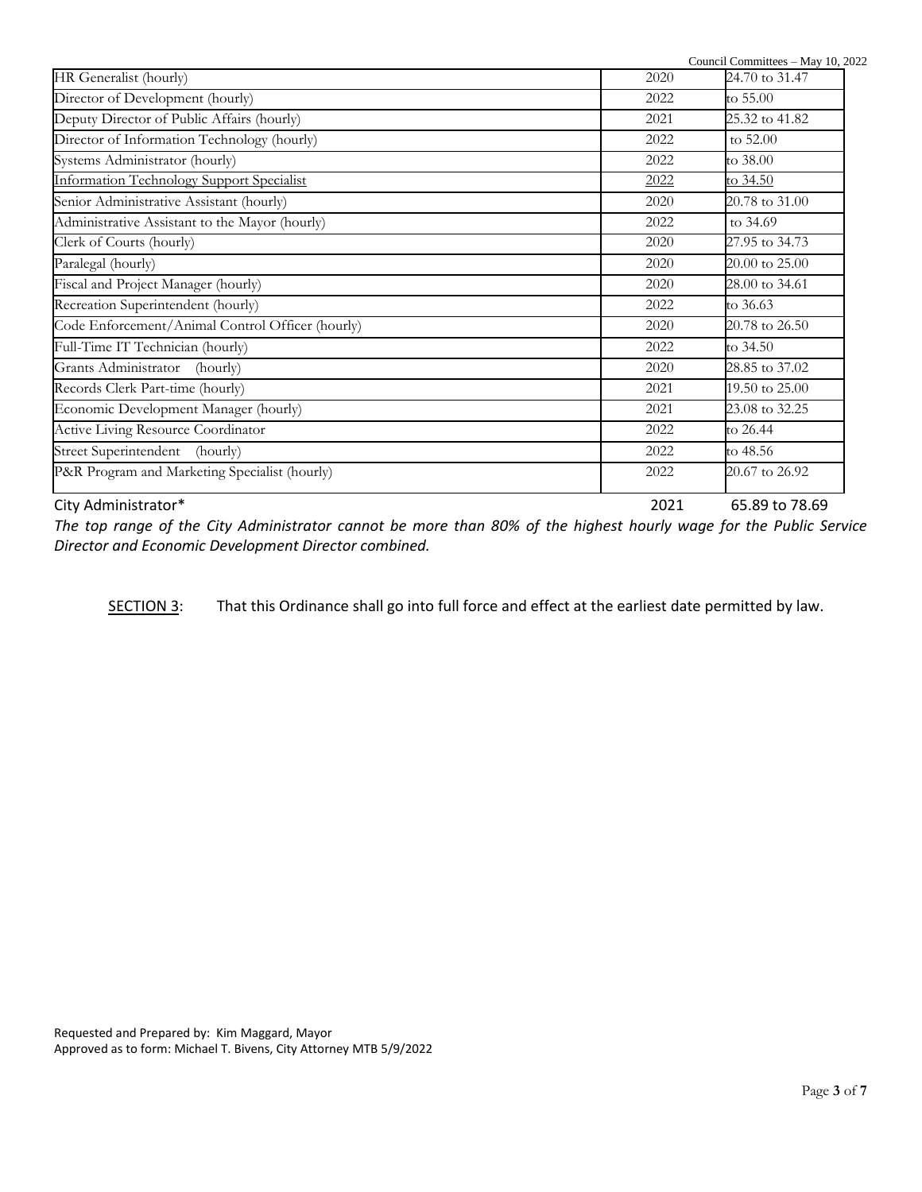| HR Generalist (hourly) | 2020 | 24.70 to 31.47 |
|---|---|---|
| Director of Development (hourly) | 2022 | to 55.00 |
| Deputy Director of Public Affairs (hourly) | 2021 | 25.32 to 41.82 |
| Director of Information Technology (hourly) | 2022 | to 52.00 |
| Systems Administrator (hourly) | 2022 | to 38.00 |
| Information Technology Support Specialist | 2022 | to 34.50 |
| Senior Administrative Assistant (hourly) | 2020 | 20.78 to 31.00 |
| Administrative Assistant to the Mayor (hourly) | 2022 | to 34.69 |
| Clerk of Courts (hourly) | 2020 | 27.95 to 34.73 |
| Paralegal (hourly) | 2020 | 20.00 to 25.00 |
| Fiscal and Project Manager (hourly) | 2020 | 28.00 to 34.61 |
| Recreation Superintendent (hourly) | 2022 | to 36.63 |
| Code Enforcement/Animal Control Officer (hourly) | 2020 | 20.78 to 26.50 |
| Full-Time IT Technician (hourly) | 2022 | to 34.50 |
| Grants Administrator (hourly) | 2020 | 28.85 to 37.02 |
| Records Clerk Part-time (hourly) | 2021 | 19.50 to 25.00 |
| Economic Development Manager (hourly) | 2021 | 23.08 to 32.25 |
| Active Living Resource Coordinator | 2022 | to 26.44 |
| Street Superintendent (hourly) | 2022 | to 48.56 |
| P&R Program and Marketing Specialist (hourly) | 2022 | 20.67 to 26.92 |
| City Administrator* | 2021 | 65.89 to 78.69 |

*The top range of the City Administrator cannot be more than 80% of the highest hourly wage for the Public Service Director and Economic Development Director combined.*

SECTION 3: That this Ordinance shall go into full force and effect at the earliest date permitted by law.

Requested and Prepared by: Kim Maggard, Mayor
Approved as to form: Michael T. Bivens, City Attorney MTB 5/9/2022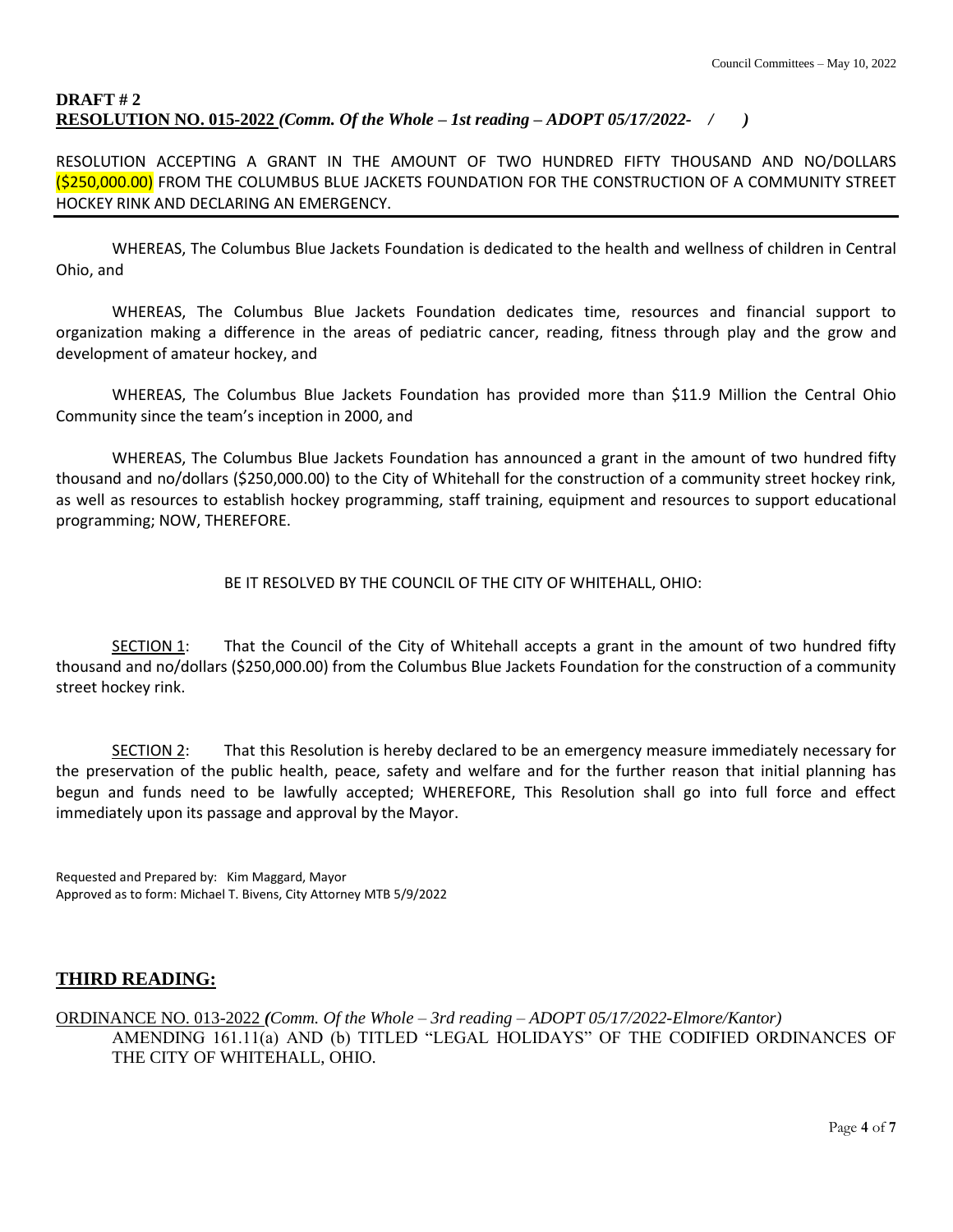**DRAFT # 2**
**RESOLUTION NO. 015-2022** *(Comm. Of the Whole – 1st reading – ADOPT 05/17/2022- / )*

RESOLUTION ACCEPTING A GRANT IN THE AMOUNT OF TWO HUNDRED FIFTY THOUSAND AND NO/DOLLARS ($250,000.00) FROM THE COLUMBUS BLUE JACKETS FOUNDATION FOR THE CONSTRUCTION OF A COMMUNITY STREET HOCKEY RINK AND DECLARING AN EMERGENCY.

---

WHEREAS, The Columbus Blue Jackets Foundation is dedicated to the health and wellness of children in Central Ohio, and

WHEREAS, The Columbus Blue Jackets Foundation dedicates time, resources and financial support to organization making a difference in the areas of pediatric cancer, reading, fitness through play and the grow and development of amateur hockey, and

WHEREAS, The Columbus Blue Jackets Foundation has provided more than $11.9 Million the Central Ohio Community since the team's inception in 2000, and

WHEREAS, The Columbus Blue Jackets Foundation has announced a grant in the amount of two hundred fifty thousand and no/dollars ($250,000.00) to the City of Whitehall for the construction of a community street hockey rink, as well as resources to establish hockey programming, staff training, equipment and resources to support educational programming; NOW, THEREFORE.

BE IT RESOLVED BY THE COUNCIL OF THE CITY OF WHITEHALL, OHIO:

SECTION 1: That the Council of the City of Whitehall accepts a grant in the amount of two hundred fifty thousand and no/dollars ($250,000.00) from the Columbus Blue Jackets Foundation for the construction of a community street hockey rink.

SECTION 2: That this Resolution is hereby declared to be an emergency measure immediately necessary for the preservation of the public health, peace, safety and welfare and for the further reason that initial planning has begun and funds need to be lawfully accepted; WHEREFORE, This Resolution shall go into full force and effect immediately upon its passage and approval by the Mayor.

Requested and Prepared by: Kim Maggard, Mayor
Approved as to form: Michael T. Bivens, City Attorney MTB 5/9/2022

## THIRD READING:

ORDINANCE NO. 013-2022 *(Comm. Of the Whole – 3rd reading – ADOPT 05/17/2022-Elmore/Kantor)*
AMENDING 161.11(a) AND (b) TITLED "LEGAL HOLIDAYS" OF THE CODIFIED ORDINANCES OF THE CITY OF WHITEHALL, OHIO.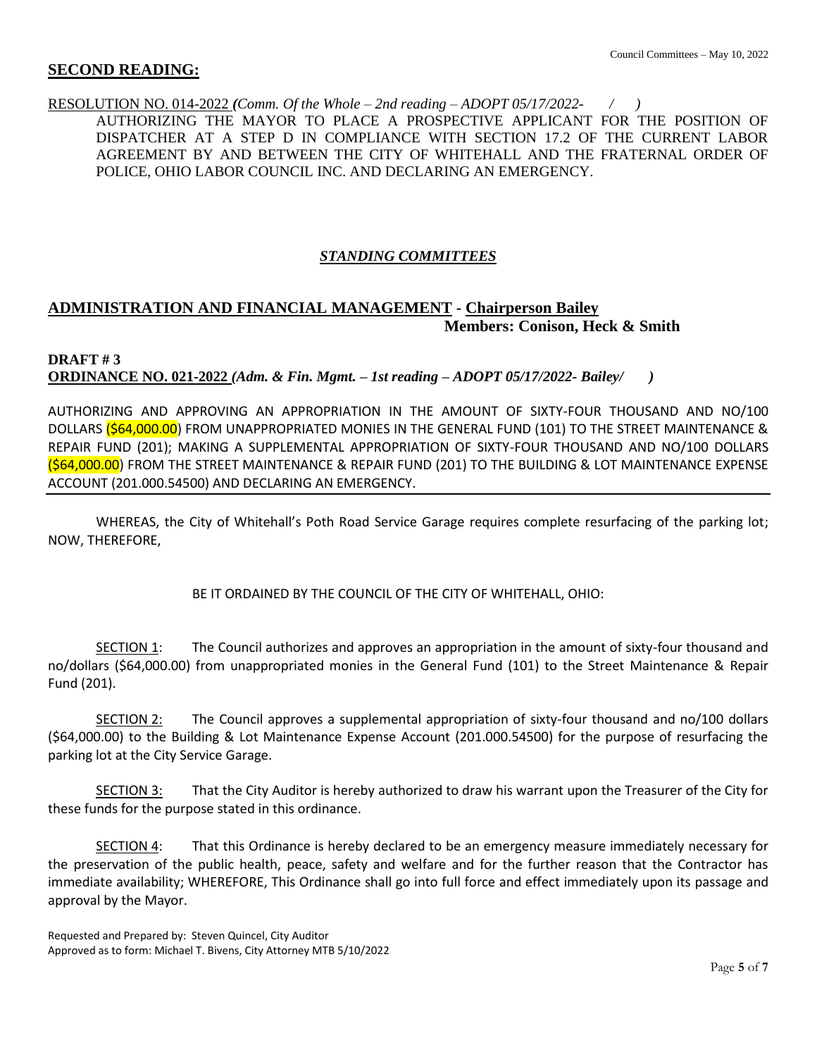## SECOND READING:

RESOLUTION NO. 014-2022 *(Comm. Of the Whole – 2nd reading – ADOPT 05/17/2022- / )*
AUTHORIZING THE MAYOR TO PLACE A PROSPECTIVE APPLICANT FOR THE POSITION OF DISPATCHER AT A STEP D IN COMPLIANCE WITH SECTION 17.2 OF THE CURRENT LABOR AGREEMENT BY AND BETWEEN THE CITY OF WHITEHALL AND THE FRATERNAL ORDER OF POLICE, OHIO LABOR COUNCIL INC. AND DECLARING AN EMERGENCY.

### *STANDING COMMITTEES*

## ADMINISTRATION AND FINANCIAL MANAGEMENT - Chairperson Bailey

**Members: Conison, Heck & Smith**

**DRAFT # 3**
**ORDINANCE NO. 021-2022** ***(Adm. & Fin. Mgmt. – 1st reading – ADOPT 05/17/2022- Bailey/ )***

AUTHORIZING AND APPROVING AN APPROPRIATION IN THE AMOUNT OF SIXTY-FOUR THOUSAND AND NO/100 DOLLARS ($64,000.00) FROM UNAPPROPRIATED MONIES IN THE GENERAL FUND (101) TO THE STREET MAINTENANCE & REPAIR FUND (201); MAKING A SUPPLEMENTAL APPROPRIATION OF SIXTY-FOUR THOUSAND AND NO/100 DOLLARS ($64,000.00) FROM THE STREET MAINTENANCE & REPAIR FUND (201) TO THE BUILDING & LOT MAINTENANCE EXPENSE ACCOUNT (201.000.54500) AND DECLARING AN EMERGENCY.

WHEREAS, the City of Whitehall's Poth Road Service Garage requires complete resurfacing of the parking lot; NOW, THEREFORE,

BE IT ORDAINED BY THE COUNCIL OF THE CITY OF WHITEHALL, OHIO:

SECTION 1: The Council authorizes and approves an appropriation in the amount of sixty-four thousand and no/dollars ($64,000.00) from unappropriated monies in the General Fund (101) to the Street Maintenance & Repair Fund (201).

SECTION 2: The Council approves a supplemental appropriation of sixty-four thousand and no/100 dollars ($64,000.00) to the Building & Lot Maintenance Expense Account (201.000.54500) for the purpose of resurfacing the parking lot at the City Service Garage.

SECTION 3: That the City Auditor is hereby authorized to draw his warrant upon the Treasurer of the City for these funds for the purpose stated in this ordinance.

SECTION 4: That this Ordinance is hereby declared to be an emergency measure immediately necessary for the preservation of the public health, peace, safety and welfare and for the further reason that the Contractor has immediate availability; WHEREFORE, This Ordinance shall go into full force and effect immediately upon its passage and approval by the Mayor.

Requested and Prepared by: Steven Quincel, City Auditor
Approved as to form: Michael T. Bivens, City Attorney MTB 5/10/2022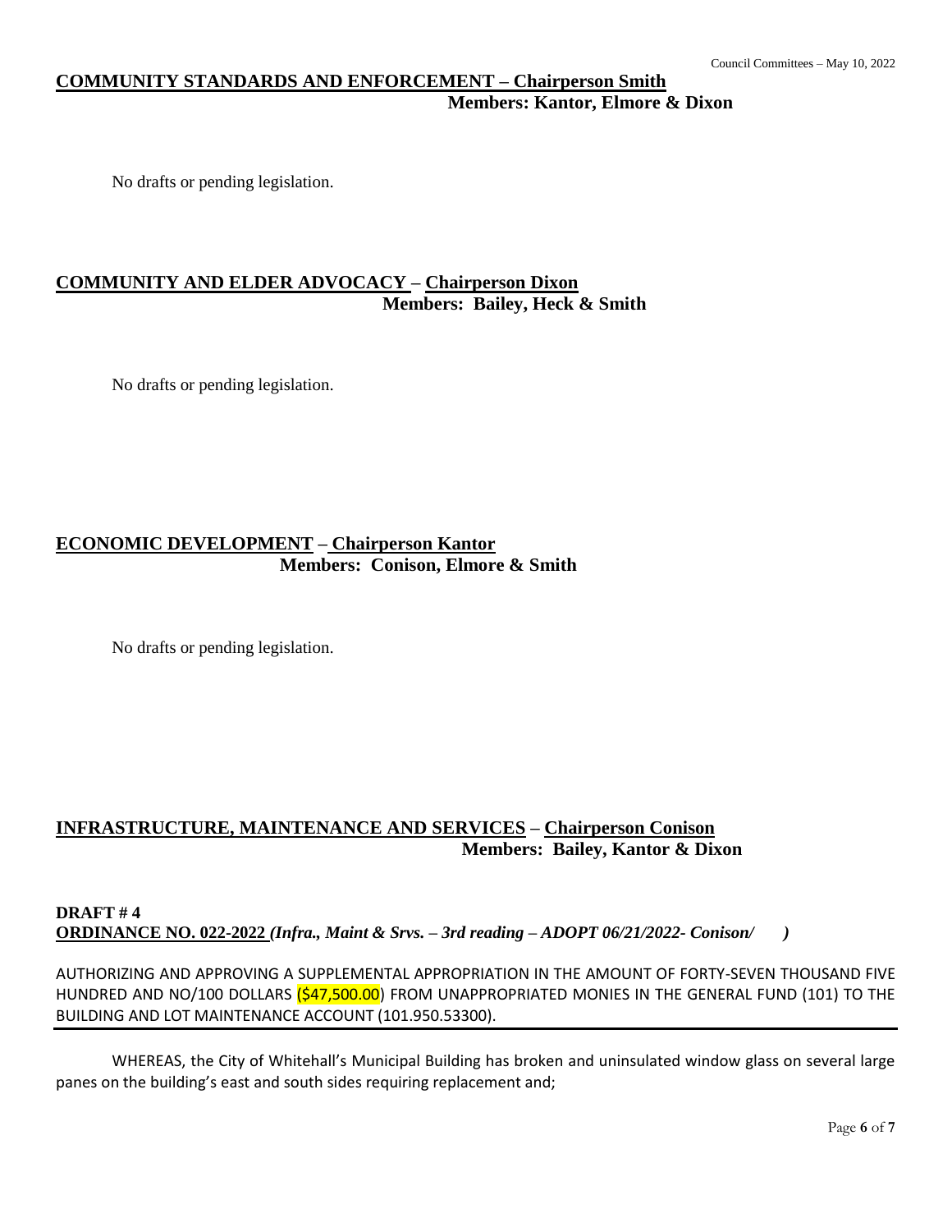**COMMUNITY STANDARDS AND ENFORCEMENT – Chairperson Smith**
**Members: Kantor, Elmore & Dixon**

No drafts or pending legislation.

**COMMUNITY AND ELDER ADVOCACY – Chairperson Dixon**
**Members: Bailey, Heck & Smith**

No drafts or pending legislation.

**ECONOMIC DEVELOPMENT – Chairperson Kantor**
**Members: Conison, Elmore & Smith**

No drafts or pending legislation.

**INFRASTRUCTURE, MAINTENANCE AND SERVICES – Chairperson Conison**
**Members: Bailey, Kantor & Dixon**

**DRAFT # 4**
**ORDINANCE NO. 022-2022** ***(Infra., Maint & Srvs. – 3rd reading – ADOPT 06/21/2022- Conison/ )***

AUTHORIZING AND APPROVING A SUPPLEMENTAL APPROPRIATION IN THE AMOUNT OF FORTY-SEVEN THOUSAND FIVE HUNDRED AND NO/100 DOLLARS ($47,500.00) FROM UNAPPROPRIATED MONIES IN THE GENERAL FUND (101) TO THE BUILDING AND LOT MAINTENANCE ACCOUNT (101.950.53300).

WHEREAS, the City of Whitehall's Municipal Building has broken and uninsulated window glass on several large panes on the building's east and south sides requiring replacement and;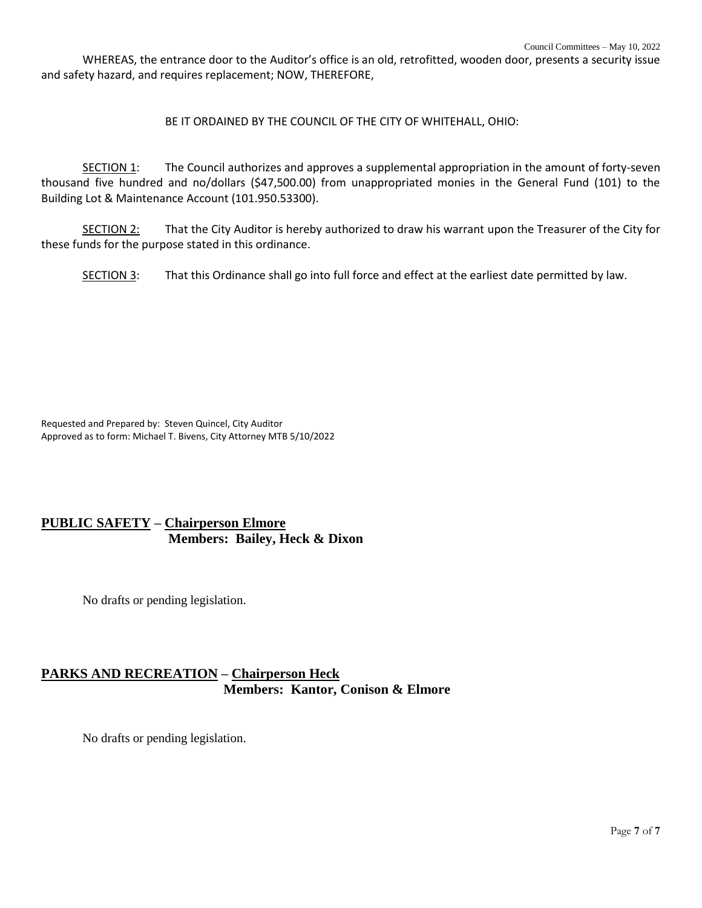WHEREAS, the entrance door to the Auditor's office is an old, retrofitted, wooden door, presents a security issue and safety hazard, and requires replacement; NOW, THEREFORE,

BE IT ORDAINED BY THE COUNCIL OF THE CITY OF WHITEHALL, OHIO:

SECTION 1: The Council authorizes and approves a supplemental appropriation in the amount of forty-seven thousand five hundred and no/dollars ($47,500.00) from unappropriated monies in the General Fund (101) to the Building Lot & Maintenance Account (101.950.53300).

SECTION 2: That the City Auditor is hereby authorized to draw his warrant upon the Treasurer of the City for these funds for the purpose stated in this ordinance.

SECTION 3: That this Ordinance shall go into full force and effect at the earliest date permitted by law.

Requested and Prepared by: Steven Quincel, City Auditor
Approved as to form: Michael T. Bivens, City Attorney MTB 5/10/2022

## PUBLIC SAFETY – Chairperson Elmore
**Members: Bailey, Heck & Dixon**

No drafts or pending legislation.

## PARKS AND RECREATION – Chairperson Heck
**Members: Kantor, Conison & Elmore**

No drafts or pending legislation.